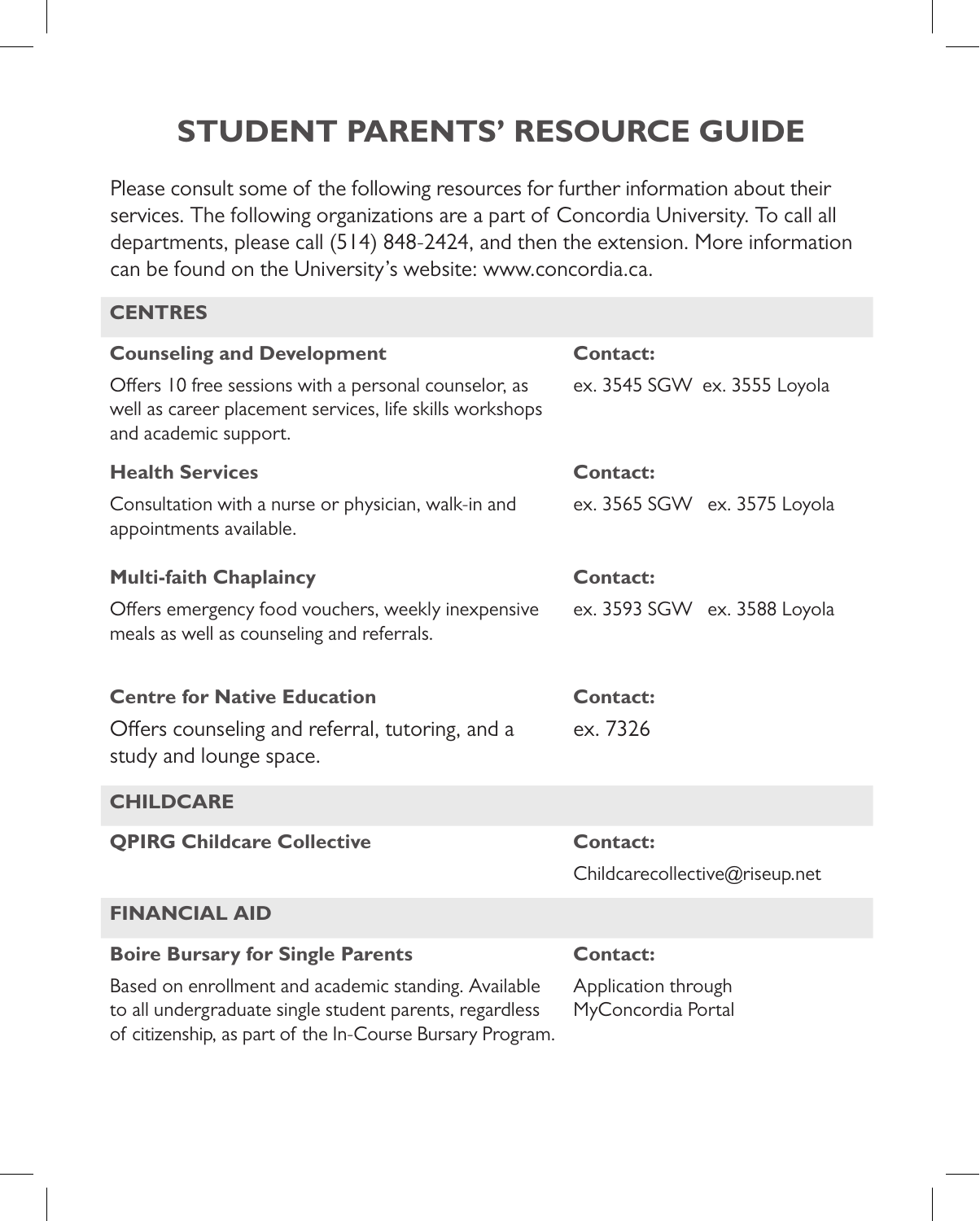# STUDENT PARENTS' RESOURCE GUIDE

Please consult some of the following resources for further information about their services. The following organizations are a part of Concordia University. To call all departments, please call (514) 848-2424, and then the extension. More information can be found on the University's website: www.concordia.ca.

## CENTRES

| | |
|---|---|
| **Counseling and Development**<br>Offers 10 free sessions with a personal counselor, as well as career placement services, life skills workshops and academic support. | **Contact:**<br>ex. 3545 SGW ex. 3555 Loyola |
| **Health Services**<br>Consultation with a nurse or physician, walk-in and appointments available. | **Contact:**<br>ex. 3565 SGW ex. 3575 Loyola |
| **Multi-faith Chaplaincy**<br>Offers emergency food vouchers, weekly inexpensive meals as well as counseling and referrals. | **Contact:**<br>ex. 3593 SGW ex. 3588 Loyola |
| **Centre for Native Education**<br>Offers counseling and referral, tutoring, and a study and lounge space. | **Contact:**<br>ex. 7326 |

## CHILDCARE

| | |
|---|---|
| **QPIRG Childcare Collective** | **Contact:**<br>Childcarecollective@riseup.net |

## FINANCIAL AID

| | |
|---|---|
| **Boire Bursary for Single Parents**<br>Based on enrollment and academic standing. Available to all undergraduate single student parents, regardless of citizenship, as part of the In-Course Bursary Program. | **Contact:**<br>Application through MyConcordia Portal |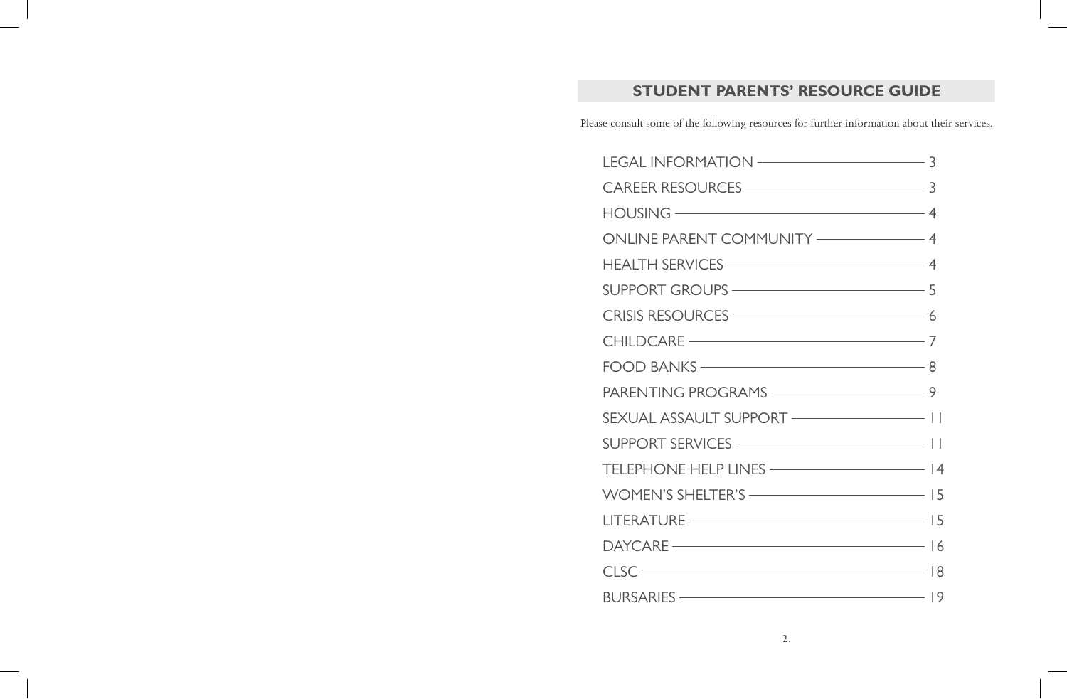## STUDENT PARENTS' RESOURCE GUIDE

Please consult some of the following resources for further information about their services.

| Section | Page |
| --- | --- |
| LEGAL INFORMATION | 3 |
| CAREER RESOURCES | 3 |
| HOUSING | 4 |
| ONLINE PARENT COMMUNITY | 4 |
| HEALTH SERVICES | 4 |
| SUPPORT GROUPS | 5 |
| CRISIS RESOURCES | 6 |
| CHILDCARE | 7 |
| FOOD BANKS | 8 |
| PARENTING PROGRAMS | 9 |
| SEXUAL ASSAULT SUPPORT | 11 |
| SUPPORT SERVICES | 11 |
| TELEPHONE HELP LINES | 14 |
| WOMEN'S SHELTER'S | 15 |
| LITERATURE | 15 |
| DAYCARE | 16 |
| CLSC | 18 |
| BURSARIES | 19 |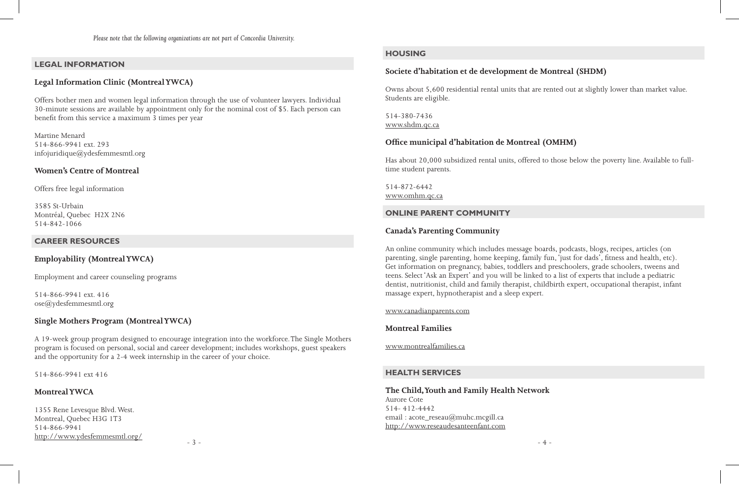*Please note that the following organizations are not part of Concordia University.*

## LEGAL INFORMATION

### Legal Information Clinic (Montreal YWCA)

Offers bother men and women legal information through the use of volunteer lawyers. Individual 30-minute sessions are available by appointment only for the nominal cost of $5. Each person can benefit from this service a maximum 3 times per year

Martine Menard
514-866-9941 ext. 293
infojuridique@ydesfemmesmtl.org

### Women's Centre of Montreal

Offers free legal information

3585 St-Urbain
Montréal, Quebec H2X 2N6
514-842-1066

## CAREER RESOURCES

### Employability (Montreal YWCA)

Employment and career counseling programs

514-866-9941 ext. 416
ose@ydesfemmesmtl.org

### Single Mothers Program (Montreal YWCA)

A 19-week group program designed to encourage integration into the workforce. The Single Mothers program is focused on personal, social and career development; includes workshops, guest speakers and the opportunity for a 2-4 week internship in the career of your choice.

514-866-9941 ext 416

### Montreal YWCA

1355 Rene Levesque Blvd. West.
Montreal, Quebec H3G 1T3
514-866-9941
http://www.ydesfemmesmtl.org/

## HOUSING

### Societe d'habitation et de development de Montreal (SHDM)

Owns about 5,600 residential rental units that are rented out at slightly lower than market value. Students are eligible.

514-380-7436
www.shdm.qc.ca

### Office municipal d'habitation de Montreal (OMHM)

Has about 20,000 subsidized rental units, offered to those below the poverty line. Available to full-time student parents.

514-872-6442
www.omhm.qc.ca

## ONLINE PARENT COMMUNITY

### Canada's Parenting Community

An online community which includes message boards, podcasts, blogs, recipes, articles (on parenting, single parenting, home keeping, family fun, 'just for dads', fitness and health, etc). Get information on pregnancy, babies, toddlers and preschoolers, grade schoolers, tweens and teens. Select 'Ask an Expert' and you will be linked to a list of experts that include a pediatric dentist, nutritionist, child and family therapist, childbirth expert, occupational therapist, infant massage expert, hypnotherapist and a sleep expert.

www.canadianparents.com

### Montreal Families

www.montrealfamilies.ca

## HEALTH SERVICES

### The Child, Youth and Family Health Network

Aurore Cote
514- 412-4442
email : acote_reseau@muhc.mcgill.ca
http://www.reseaudesanteenfant.com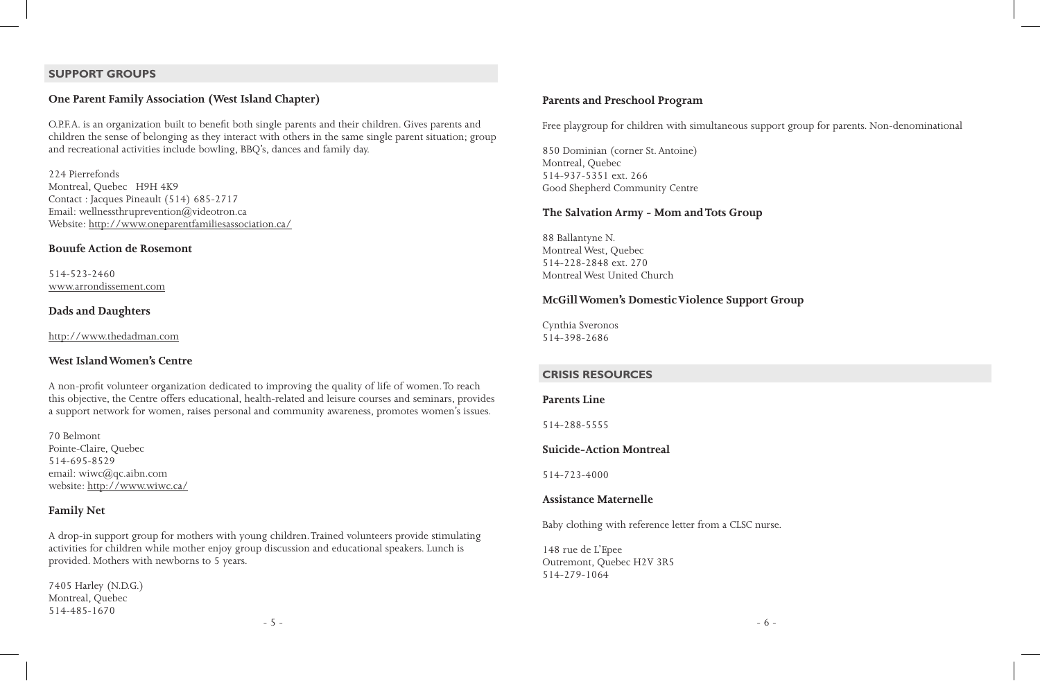## SUPPORT GROUPS

### One Parent Family Association (West Island Chapter)

O.P.F.A. is an organization built to benefit both single parents and their children. Gives parents and children the sense of belonging as they interact with others in the same single parent situation; group and recreational activities include bowling, BBQ's, dances and family day.

224 Pierrefonds
Montreal, Quebec H9H 4K9
Contact : Jacques Pineault (514) 685-2717
Email: wellnessthruprevention@videotron.ca
Website: http://www.oneparentfamiliesassociation.ca/

### Bouufe Action de Rosemont

514-523-2460
www.arrondissement.com

### Dads and Daughters

http://www.thedadman.com

### West Island Women's Centre

A non-profit volunteer organization dedicated to improving the quality of life of women. To reach this objective, the Centre offers educational, health-related and leisure courses and seminars, provides a support network for women, raises personal and community awareness, promotes women's issues.

70 Belmont
Pointe-Claire, Quebec
514-695-8529
email: wiwc@qc.aibn.com
website: http://www.wiwc.ca/

### Family Net

A drop-in support group for mothers with young children. Trained volunteers provide stimulating activities for children while mother enjoy group discussion and educational speakers. Lunch is provided. Mothers with newborns to 5 years.

7405 Harley (N.D.G.)
Montreal, Quebec
514-485-1670

### Parents and Preschool Program

Free playgroup for children with simultaneous support group for parents. Non-denominational

850 Dominian (corner St. Antoine)
Montreal, Quebec
514-937-5351 ext. 266
Good Shepherd Community Centre

### The Salvation Army - Mom and Tots Group

88 Ballantyne N.
Montreal West, Quebec
514-228-2848 ext. 270
Montreal West United Church

### McGill Women's Domestic Violence Support Group

Cynthia Sveronos
514-398-2686

## CRISIS RESOURCES

### Parents Line

514-288-5555

### Suicide-Action Montreal

514-723-4000

### Assistance Maternelle

Baby clothing with reference letter from a CLSC nurse.

148 rue de L'Epee
Outremont, Quebec H2V 3R5
514-279-1064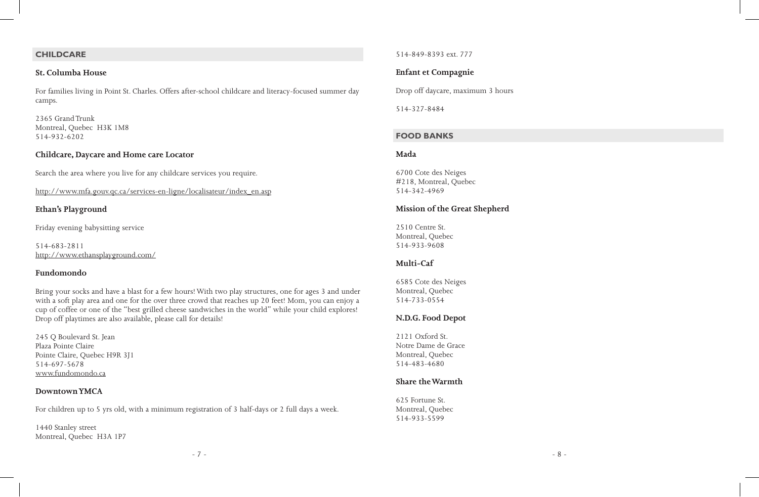## CHILDCARE

### St. Columba House

For families living in Point St. Charles. Offers after-school childcare and literacy-focused summer day camps.

2365 Grand Trunk
Montreal, Quebec H3K 1M8
514-932-6202

### Childcare, Daycare and Home care Locator

Search the area where you live for any childcare services you require.

http://www.mfa.gouv.qc.ca/services-en-ligne/localisateur/index_en.asp

### Ethan's Playground

Friday evening babysitting service

514-683-2811
http://www.ethansplayground.com/

### Fundomondo

Bring your socks and have a blast for a few hours! With two play structures, one for ages 3 and under with a soft play area and one for the over three crowd that reaches up 20 feet! Mom, you can enjoy a cup of coffee or one of the "best grilled cheese sandwiches in the world" while your child explores! Drop off playtimes are also available, please call for details!

245 Q Boulevard St. Jean
Plaza Pointe Claire
Pointe Claire, Quebec H9R 3J1
514-697-5678
www.fundomondo.ca

### Downtown YMCA

For children up to 5 yrs old, with a minimum registration of 3 half-days or 2 full days a week.

1440 Stanley street
Montreal, Quebec H3A 1P7
514-849-8393 ext. 777

### Enfant et Compagnie

Drop off daycare, maximum 3 hours

514-327-8484

## FOOD BANKS

### Mada

6700 Cote des Neiges
#218, Montreal, Quebec
514-342-4969

### Mission of the Great Shepherd

2510 Centre St.
Montreal, Quebec
514-933-9608

### Multi-Caf

6585 Cote des Neiges
Montreal, Quebec
514-733-0554

### N.D.G. Food Depot

2121 Oxford St.
Notre Dame de Grace
Montreal, Quebec
514-483-4680

### Share the Warmth

625 Fortune St.
Montreal, Quebec
514-933-5599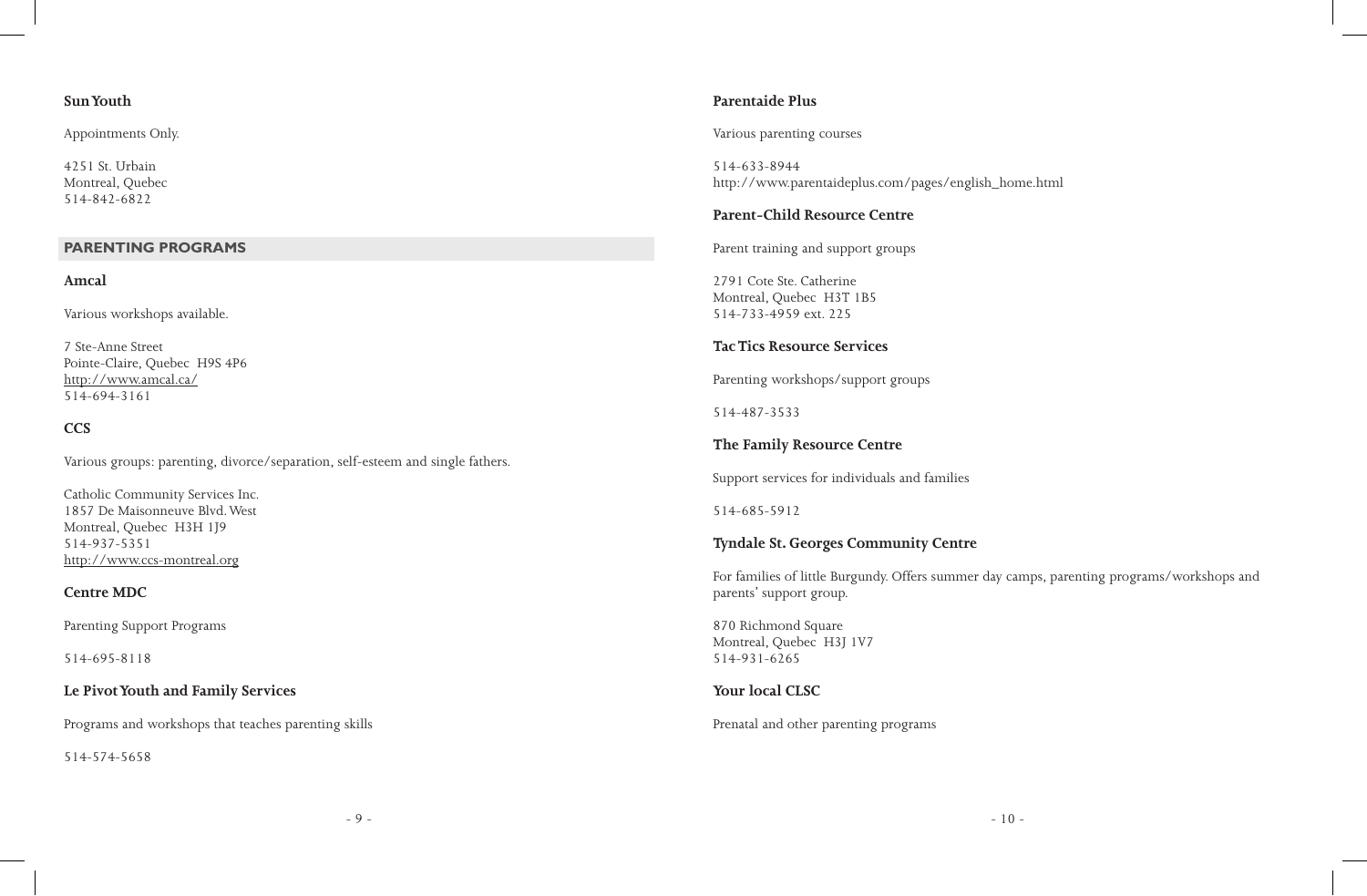### Sun Youth

Appointments Only.

4251 St. Urbain
Montreal, Quebec
514-842-6822

## PARENTING PROGRAMS

### Amcal

Various workshops available.

7 Ste-Anne Street
Pointe-Claire, Quebec  H9S 4P6
http://www.amcal.ca/
514-694-3161

### CCS

Various groups: parenting, divorce/separation, self-esteem and single fathers.

Catholic Community Services Inc.
1857 De Maisonneuve Blvd. West
Montreal, Quebec  H3H 1J9
514-937-5351
http://www.ccs-montreal.org

### Centre MDC

Parenting Support Programs

514-695-8118

### Le Pivot Youth and Family Services

Programs and workshops that teaches parenting skills

514-574-5658

### Parentaide Plus

Various parenting courses

514-633-8944
http://www.parentaideplus.com/pages/english_home.html

### Parent-Child Resource Centre

Parent training and support groups

2791 Cote Ste. Catherine
Montreal, Quebec  H3T 1B5
514-733-4959 ext. 225

### Tac Tics Resource Services

Parenting workshops/support groups

514-487-3533

### The Family Resource Centre

Support services for individuals and families

514-685-5912

### Tyndale St. Georges Community Centre

For families of little Burgundy. Offers summer day camps, parenting programs/workshops and parents' support group.

870 Richmond Square
Montreal, Quebec  H3J 1V7
514-931-6265

### Your local CLSC

Prenatal and other parenting programs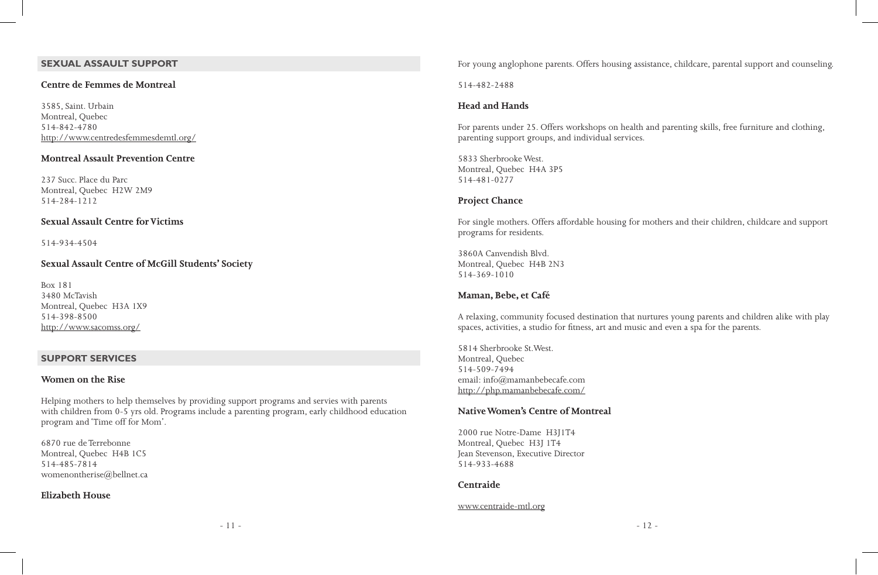## SEXUAL ASSAULT SUPPORT

### Centre de Femmes de Montreal

3585, Saint. Urbain
Montreal, Quebec
514-842-4780
http://www.centredesfemmesdemtl.org/

### Montreal Assault Prevention Centre

237 Succ. Place du Parc
Montreal, Quebec H2W 2M9
514-284-1212

### Sexual Assault Centre for Victims

514-934-4504

### Sexual Assault Centre of McGill Students' Society

Box 181
3480 McTavish
Montreal, Quebec H3A 1X9
514-398-8500
http://www.sacomss.org/

## SUPPORT SERVICES

### Women on the Rise

Helping mothers to help themselves by providing support programs and servies with parents with children from 0-5 yrs old. Programs include a parenting program, early childhood education program and 'Time off for Mom'.

6870 rue de Terrebonne
Montreal, Quebec H4B 1C5
514-485-7814
womenontherise@bellnet.ca

### Elizabeth House

For young anglophone parents. Offers housing assistance, childcare, parental support and counseling.

514-482-2488

### Head and Hands

For parents under 25. Offers workshops on health and parenting skills, free furniture and clothing, parenting support groups, and individual services.

5833 Sherbrooke West.
Montreal, Quebec H4A 3P5
514-481-0277

### Project Chance

For single mothers. Offers affordable housing for mothers and their children, childcare and support programs for residents.

3860A Canvendish Blvd.
Montreal, Quebec H4B 2N3
514-369-1010

### Maman, Bebe, et Café

A relaxing, community focused destination that nurtures young parents and children alike with play spaces, activities, a studio for fitness, art and music and even a spa for the parents.

5814 Sherbrooke St.West.
Montreal, Quebec
514-509-7494
email: info@mamanbebecafe.com
http://php.mamanbebecafe.com/

### Native Women's Centre of Montreal

2000 rue Notre-Dame H3J1T4
Montreal, Quebec H3J 1T4
Jean Stevenson, Executive Director
514-933-4688

### Centraide

www.centraide-mtl.org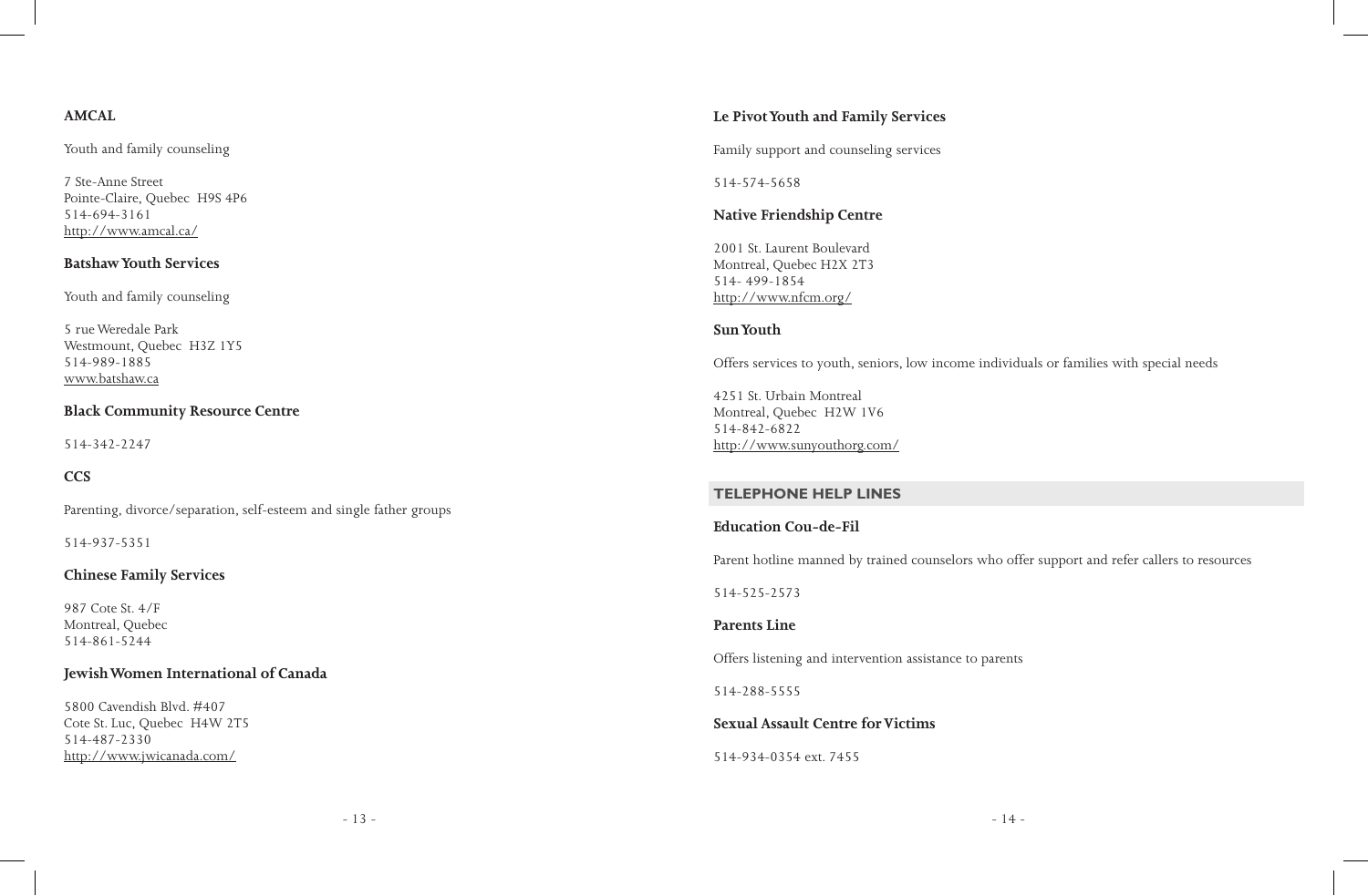**AMCAL**

Youth and family counseling

7 Ste-Anne Street
Pointe-Claire, Quebec  H9S 4P6
514-694-3161
http://www.amcal.ca/

**Batshaw Youth Services**

Youth and family counseling

5 rue Weredale Park
Westmount, Quebec  H3Z 1Y5
514-989-1885
www.batshaw.ca

**Black Community Resource Centre**

514-342-2247

**CCS**

Parenting, divorce/separation, self-esteem and single father groups

514-937-5351

**Chinese Family Services**

987 Cote St. 4/F
Montreal, Quebec
514-861-5244

**Jewish Women International of Canada**

5800 Cavendish Blvd. #407
Cote St. Luc, Quebec  H4W 2T5
514-487-2330
http://www.jwicanada.com/

**Le Pivot Youth and Family Services**

Family support and counseling services

514-574-5658

**Native Friendship Centre**

2001 St. Laurent Boulevard
Montreal, Quebec H2X 2T3
514- 499-1854
http://www.nfcm.org/

**Sun Youth**

Offers services to youth, seniors, low income individuals or families with special needs

4251 St. Urbain Montreal
Montreal, Quebec  H2W 1V6
514-842-6822
http://www.sunyouthorg.com/

## TELEPHONE HELP LINES

**Education Cou-de-Fil**

Parent hotline manned by trained counselors who offer support and refer callers to resources

514-525-2573

**Parents Line**

Offers listening and intervention assistance to parents

514-288-5555

**Sexual Assault Centre for Victims**

514-934-0354 ext. 7455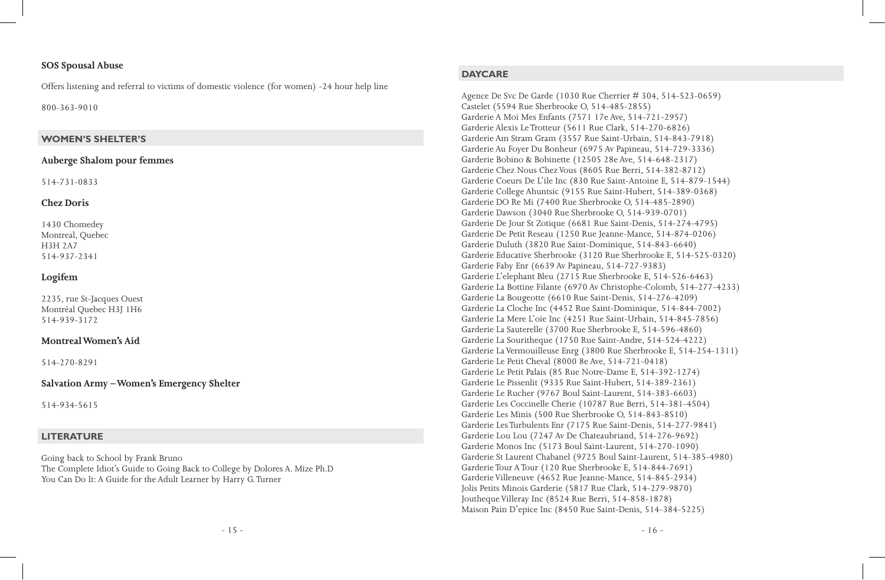### SOS Spousal Abuse

Offers listening and referral to victims of domestic violence (for women) -24 hour help line

800-363-9010

## WOMEN'S SHELTER'S

### Auberge Shalom pour femmes

514-731-0833

### Chez Doris

1430 Chomedey
Montreal, Quebec
H3H 2A7
514-937-2341

### Logifem

2235, rue St-Jacques Ouest
Montréal Quebec H3J 1H6
514-939-3172

### Montreal Women's Aid

514-270-8291

### Salvation Army – Women's Emergency Shelter

514-934-5615

## LITERATURE

Going back to School by Frank Bruno
The Complete Idiot's Guide to Going Back to College by Dolores A. Mize Ph.D
You Can Do It: A Guide for the Adult Learner by Harry G. Turner

## DAYCARE

Agence De Svc De Garde (1030 Rue Cherrier # 304, 514-523-0659)
Castelet (5594 Rue Sherbrooke O, 514-485-2855)
Garderie A Moi Mes Enfants (7571 17e Ave, 514-721-2957)
Garderie Alexis Le Trotteur (5611 Rue Clark, 514-270-6826)
Garderie Am Stram Gram (3557 Rue Saint-Urbain, 514-843-7918)
Garderie Au Foyer Du Bonheur (6975 Av Papineau, 514-729-3336)
Garderie Bobino & Bobinette (12505 28e Ave, 514-648-2317)
Garderie Chez Nous Chez Vous (8605 Rue Berri, 514-382-8712)
Garderie Coeurs De L'ile Inc (830 Rue Saint-Antoine E, 514-879-1544)
Garderie College Ahuntsic (9155 Rue Saint-Hubert, 514-389-0368)
Garderie DO Re Mi (7400 Rue Sherbrooke O, 514-485-2890)
Garderie Dawson (3040 Rue Sherbrooke O, 514-939-0701)
Garderie De Jour St Zotique (6681 Rue Saint-Denis, 514-274-4795)
Garderie De Petit Reseau (1250 Rue Jeanne-Mance, 514-874-0206)
Garderie Duluth (3820 Rue Saint-Dominique, 514-843-6640)
Garderie Educative Sherbrooke (3120 Rue Sherbrooke E, 514-525-0320)
Garderie Faby Enr (6639 Av Papineau, 514-727-9383)
Garderie L'elephant Bleu (2715 Rue Sherbrooke E, 514-526-6463)
Garderie La Bottine Filante (6970 Av Christophe-Colomb, 514-277-4233)
Garderie La Bougeotte (6610 Rue Saint-Denis, 514-276-4209)
Garderie La Cloche Inc (4452 Rue Saint-Dominique, 514-844-7002)
Garderie La Mere L'oie Inc (4251 Rue Saint-Urbain, 514-845-7856)
Garderie La Sauterelle (3700 Rue Sherbrooke E, 514-596-4860)
Garderie La Souritheque (1750 Rue Saint-Andre, 514-524-4222)
Garderie La Vermouilleuse Enrg (3800 Rue Sherbrooke E, 514-254-1311)
Garderie Le Petit Cheval (8000 8e Ave, 514-721-0418)
Garderie Le Petit Palais (85 Rue Notre-Dame E, 514-392-1274)
Garderie Le Pissenlit (9335 Rue Saint-Hubert, 514-389-2361)
Garderie Le Rucher (9767 Boul Saint-Laurent, 514-383-6603)
Garderie Les Coccinelle Cherie (10787 Rue Berri, 514-381-4504)
Garderie Les Minis (500 Rue Sherbrooke O, 514-843-8510)
Garderie Les Turbulents Enr (7175 Rue Saint-Denis, 514-277-9841)
Garderie Lou Lou (7247 Av De Chateaubriand, 514-276-9692)
Garderie Monos Inc (5173 Boul Saint-Laurent, 514-270-1090)
Garderie St Laurent Chabanel (9725 Boul Saint-Laurent, 514-385-4980)
Garderie Tour A Tour (120 Rue Sherbrooke E, 514-844-7691)
Garderie Villeneuve (4652 Rue Jeanne-Mance, 514-845-2934)
Jolis Petits Minois Garderie (5817 Rue Clark, 514-279-9870)
Joutheque Villeray Inc (8524 Rue Berri, 514-858-1878)
Maison Pain D'epice Inc (8450 Rue Saint-Denis, 514-384-5225)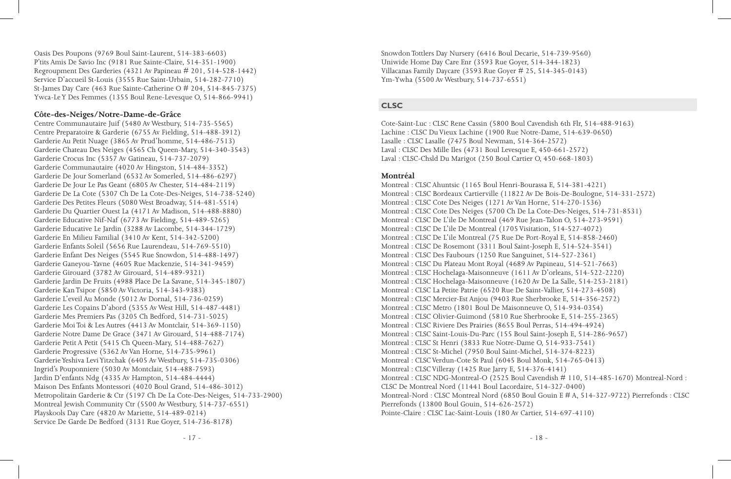Oasis Des Poupons (9769 Boul Saint-Laurent, 514-383-6603)
P'tits Amis De Savio Inc (9181 Rue Sainte-Claire, 514-351-1900)
Regroupment Des Garderies (4321 Av Papineau # 201, 514-528-1442)
Service D'accueil St-Louis (3555 Rue Saint-Urbain, 514-282-7710)
St-James Day Care (463 Rue Sainte-Catherine O # 204, 514-845-7375)
Ywca-Le Y Des Femmes (1355 Boul Rene-Levesque O, 514-866-9941)

**Côte-des-Neiges/Notre-Dame-de-Grâce**

Centre Communautaire Juif (5480 Av Westbury, 514-735-5565)
Centre Preparatoire & Garderie (6755 Av Fielding, 514-488-3912)
Garderie Au Petit Nuage (3865 Av Prud'homme, 514-486-7513)
Garderie Chateau Des Neiges (4565 Ch Queen-Mary, 514-340-3543)
Garderie Crocus Inc (5357 Av Gatineau, 514-737-2079)
Garderie Communautaire (4020 Av Hingston, 514-484-3352)
Garderie De Jour Somerland (6532 Av Somerled, 514-486-6297)
Garderie De Jour Le Pas Geant (6805 Av Chester, 514-484-2119)
Garderie De La Cote (5307 Ch De La Cote-Des-Neiges, 514-738-5240)
Garderie Des Petites Fleurs (5080 West Broadway, 514-481-5514)
Garderie Du Quartier Ouest La (4171 Av Madison, 514-488-8880)
Garderie Educative Nif-Naf (6773 Av Fielding, 514-489-5265)
Garderie Educative Le Jardin (3288 Av Lacombe, 514-344-1729)
Garderie En Milieu Familial (3410 Av Kent, 514-342-5200)
Garderie Enfants Soleil (5656 Rue Laurendeau, 514-769-5510)
Garderie Enfant Des Neiges (5545 Rue Snowdon, 514-488-1497)
Garderie Ganeyou-Yavne (4605 Rue Mackenzie, 514-341-9459)
Garderie Girouard (3782 Av Girouard, 514-489-9321)
Garderie Jardin De Fruits (4988 Place De La Savane, 514-345-1807)
Garderie Kan Tsipor (5850 Av Victoria, 514-343-9383)
Garderie L'eveil Au Monde (5012 Av Dornal, 514-736-0259)
Garderie Les Copains D'abord (5355 Av West Hill, 514-487-4481)
Garderie Mes Premiers Pas (3205 Ch Bedford, 514-731-5025)
Garderie Moi Toi & Les Autres (4413 Av Montclair, 514-369-1150)
Garderie Notre Dame De Grace (3471 Av Girouard, 514-488-7174)
Garderie Petit A Petit (5415 Ch Queen-Mary, 514-488-7627)
Garderie Progressive (5362 Av Van Horne, 514-735-9961)
Garderie Yeshiva Levi Yitzchak (6405 Av Westbury, 514-735-0306)
Ingrid's Pouponniere (5030 Av Montclair, 514-488-7593)
Jardin D'enfants Ndg (4335 Av Hampton, 514-484-4444)
Maison Des Enfants Montessori (4020 Boul Grand, 514-486-3012)
Metropolitain Garderie & Ctr (5197 Ch De La Cote-Des-Neiges, 514-733-2900)
Montreal Jewish Community Ctr (5500 Av Westbury, 514-737-6551)
Playskools Day Care (4820 Av Mariette, 514-489-0214)
Service De Garde De Bedford (3131 Rue Goyer, 514-736-8178)
Snowdon Tottlers Day Nursery (6416 Boul Decarie, 514-739-9560)
Uniwide Home Day Care Enr (3593 Rue Goyer, 514-344-1823)
Villacanas Family Daycare (3593 Rue Goyer # 25, 514-345-0143)
Ym-Ywha (5500 Av Westbury, 514-737-6551)

## CLSC

Cote-Saint-Luc : CLSC Rene Cassin (5800 Boul Cavendish 6th Flr, 514-488-9163)
Lachine : CLSC Du Vieux Lachine (1900 Rue Notre-Dame, 514-639-0650)
Lasalle : CLSC Lasalle (7475 Boul Newman, 514-364-2572)
Laval : CLSC Des Mille Iles (4731 Boul Levesque E, 450-661-2572)
Laval : CLSC-Chsld Du Marigot (250 Boul Cartier O, 450-668-1803)

**Montréal**

Montreal : CLSC Ahuntsic (1165 Boul Henri-Bourassa E, 514-381-4221)
Montreal : CLSC Bordeaux Cartierville (11822 Av De Bois-De-Boulogne, 514-331-2572)
Montreal : CLSC Cote Des Neiges (1271 Av Van Horne, 514-270-1536)
Montreal : CLSC Cote Des Neiges (5700 Ch De La Cote-Des-Neiges, 514-731-8531)
Montreal : CLSC De L'ile De Montreal (469 Rue Jean-Talon O, 514-273-9591)
Montreal : CLSC De L'ile De Montreal (1705 Visitation, 514-527-4072)
Montreal : CLSC De L'ile Montreal (75 Rue De Port-Royal E, 514-858-2460)
Montreal : CLSC De Rosemont (3311 Boul Saint-Joseph E, 514-524-3541)
Montreal : CLSC Des Faubours (1250 Rue Sanguinet, 514-527-2361)
Montreal : CLSC Du Plateau Mont Royal (4689 Av Papineau, 514-521-7663)
Montreal : CLSC Hochelaga-Maisonneuve (1611 Av D'orleans, 514-522-2220)
Montreal : CLSC Hochelaga-Maisonneuve (1620 Av De La Salle, 514-253-2181)
Montreal : CLSC La Petite Patrie (6520 Rue De Saint-Vallier, 514-273-4508)
Montreal : CLSC Mercier-Est Anjou (9403 Rue Sherbrooke E, 514-356-2572)
Montreal : CLSC Metro (1801 Boul De Maisonneuve O, 514-934-0354)
Montreal : CLSC Olivier-Guimond (5810 Rue Sherbrooke E, 514-255-2365)
Montreal : CLSC Riviere Des Prairies (8655 Boul Perras, 514-494-4924)
Montreal : CLSC Saint-Louis-Du-Parc (155 Boul Saint-Joseph E, 514-286-9657)
Montreal : CLSC St Henri (3833 Rue Notre-Dame O, 514-933-7541)
Montreal : CLSC St-Michel (7950 Boul Saint-Michel, 514-374-8223)
Montreal : CLSC Verdun-Cote St Paul (6045 Boul Monk, 514-765-0413)
Montreal : CLSC Villeray (1425 Rue Jarry E, 514-376-4141)
Montreal : CLSC NDG-Montreal-O (2525 Boul Cavendish # 110, 514-485-1670) Montreal-Nord : CLSC De Montreal Nord (11441 Boul Lacordaire, 514-327-0400)
Montreal-Nord : CLSC Montreal Nord (6850 Boul Gouin E # A, 514-327-9722) Pierrefonds : CLSC Pierrefonds (13800 Boul Gouin, 514-626-2572)
Pointe-Claire : CLSC Lac-Saint-Louis (180 Av Cartier, 514-697-4110)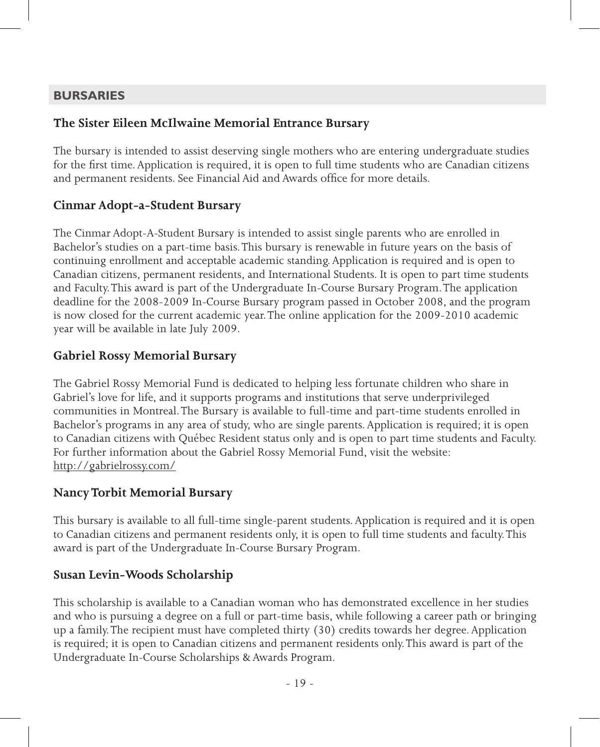## BURSARIES

### The Sister Eileen McIlwaine Memorial Entrance Bursary

The bursary is intended to assist deserving single mothers who are entering undergraduate studies for the first time. Application is required, it is open to full time students who are Canadian citizens and permanent residents. See Financial Aid and Awards office for more details.

### Cinmar Adopt-a-Student Bursary

The Cinmar Adopt-A-Student Bursary is intended to assist single parents who are enrolled in Bachelor's studies on a part-time basis. This bursary is renewable in future years on the basis of continuing enrollment and acceptable academic standing. Application is required and is open to Canadian citizens, permanent residents, and International Students. It is open to part time students and Faculty. This award is part of the Undergraduate In-Course Bursary Program. The application deadline for the 2008-2009 In-Course Bursary program passed in October 2008, and the program is now closed for the current academic year. The online application for the 2009-2010 academic year will be available in late July 2009.

### Gabriel Rossy Memorial Bursary

The Gabriel Rossy Memorial Fund is dedicated to helping less fortunate children who share in Gabriel's love for life, and it supports programs and institutions that serve underprivileged communities in Montreal. The Bursary is available to full-time and part-time students enrolled in Bachelor's programs in any area of study, who are single parents. Application is required; it is open to Canadian citizens with Québec Resident status only and is open to part time students and Faculty. For further information about the Gabriel Rossy Memorial Fund, visit the website: http://gabrielrossy.com/

### Nancy Torbit Memorial Bursary

This bursary is available to all full-time single-parent students. Application is required and it is open to Canadian citizens and permanent residents only, it is open to full time students and faculty. This award is part of the Undergraduate In-Course Bursary Program.

### Susan Levin-Woods Scholarship

This scholarship is available to a Canadian woman who has demonstrated excellence in her studies and who is pursuing a degree on a full or part-time basis, while following a career path or bringing up a family. The recipient must have completed thirty (30) credits towards her degree. Application is required; it is open to Canadian citizens and permanent residents only. This award is part of the Undergraduate In-Course Scholarships & Awards Program.